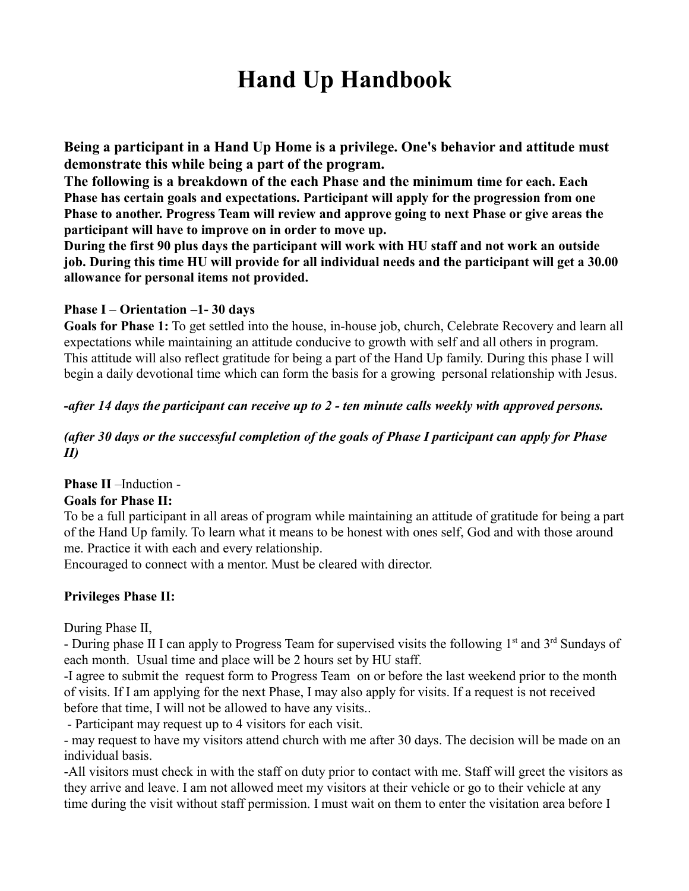# Hand Up Handbook

**Being a participant in a Hand Up Home is a privilege. One's behavior and attitude must demonstrate this while being a part of the program.**
**The following is a breakdown of the each Phase and the minimum time for each. Each Phase has certain goals and expectations. Participant will apply for the progression from one Phase to another. Progress Team will review and approve going to next Phase or give areas the participant will have to improve on in order to move up.**
**During the first 90 plus days the participant will work with HU staff and not work an outside job. During this time HU will provide for all individual needs and the participant will get a 30.00 allowance for personal items not provided.**

**Phase I** – **Orientation –1- 30 days**
**Goals for Phase 1:** To get settled into the house, in-house job, church, Celebrate Recovery and learn all expectations while maintaining an attitude conducive to growth with self and all others in program. This attitude will also reflect gratitude for being a part of the Hand Up family. During this phase I will begin a daily devotional time which can form the basis for a growing personal relationship with Jesus.

***-after 14 days the participant can receive up to 2 - ten minute calls weekly with approved persons.***

***(after 30 days or the successful completion of the goals of Phase I participant can apply for Phase II)***

**Phase II** –Induction -
**Goals for Phase II:**
To be a full participant in all areas of program while maintaining an attitude of gratitude for being a part of the Hand Up family. To learn what it means to be honest with ones self, God and with those around me. Practice it with each and every relationship.
Encouraged to connect with a mentor. Must be cleared with director.

**Privileges Phase II:**

During Phase II,
- During phase II I can apply to Progress Team for supervised visits the following 1st and 3rd Sundays of each month. Usual time and place will be 2 hours set by HU staff.
-I agree to submit the request form to Progress Team on or before the last weekend prior to the month of visits. If I am applying for the next Phase, I may also apply for visits. If a request is not received before that time, I will not be allowed to have any visits..
- Participant may request up to 4 visitors for each visit.
- may request to have my visitors attend church with me after 30 days. The decision will be made on an individual basis.
-All visitors must check in with the staff on duty prior to contact with me. Staff will greet the visitors as they arrive and leave. I am not allowed meet my visitors at their vehicle or go to their vehicle at any time during the visit without staff permission. I must wait on them to enter the visitation area before I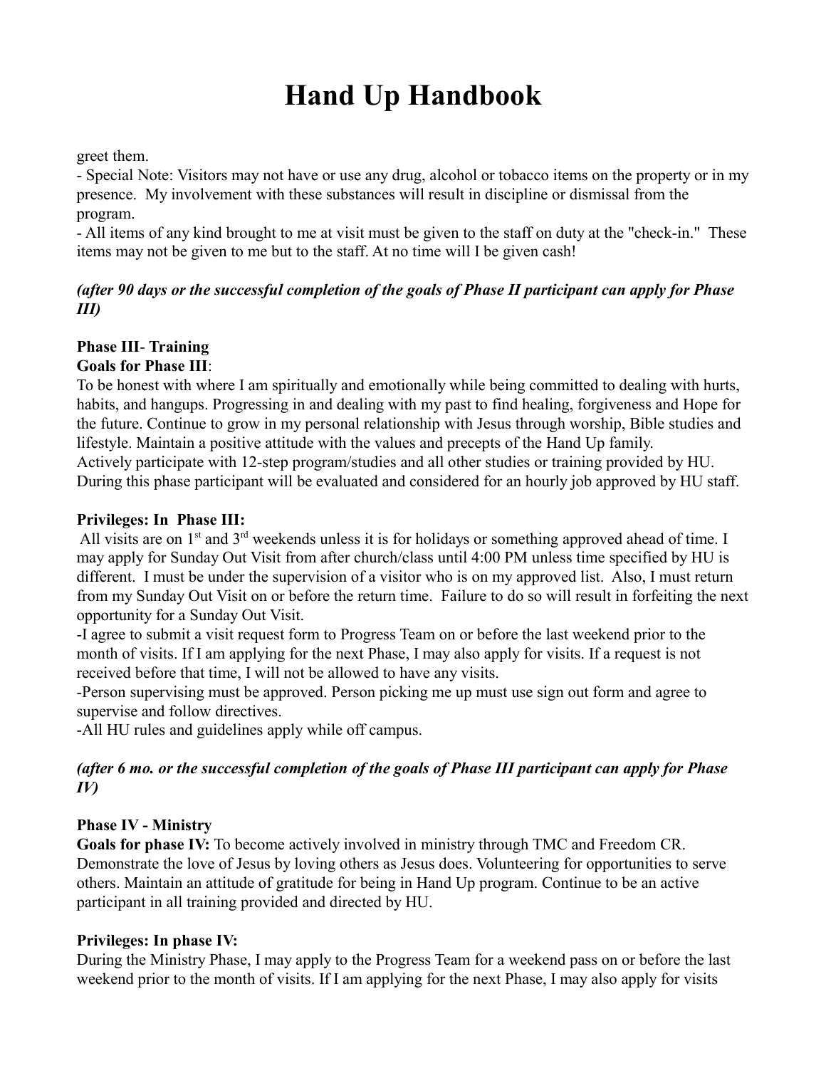greet them.

- Special Note: Visitors may not have or use any drug, alcohol or tobacco items on the property or in my presence. My involvement with these substances will result in discipline or dismissal from the program.
- All items of any kind brought to me at visit must be given to the staff on duty at the "check-in." These items may not be given to me but to the staff. At no time will I be given cash!

***(after 90 days or the successful completion of the goals of Phase II participant can apply for Phase III)***

**Phase III- Training**
**Goals for Phase III**:
To be honest with where I am spiritually and emotionally while being committed to dealing with hurts, habits, and hangups. Progressing in and dealing with my past to find healing, forgiveness and Hope for the future. Continue to grow in my personal relationship with Jesus through worship, Bible studies and lifestyle. Maintain a positive attitude with the values and precepts of the Hand Up family.
Actively participate with 12-step program/studies and all other studies or training provided by HU.
During this phase participant will be evaluated and considered for an hourly job approved by HU staff.

**Privileges: In Phase III:**
All visits are on 1st and 3rd weekends unless it is for holidays or something approved ahead of time. I may apply for Sunday Out Visit from after church/class until 4:00 PM unless time specified by HU is different. I must be under the supervision of a visitor who is on my approved list. Also, I must return from my Sunday Out Visit on or before the return time. Failure to do so will result in forfeiting the next opportunity for a Sunday Out Visit.

-I agree to submit a visit request form to Progress Team on or before the last weekend prior to the month of visits. If I am applying for the next Phase, I may also apply for visits. If a request is not received before that time, I will not be allowed to have any visits.

-Person supervising must be approved. Person picking me up must use sign out form and agree to supervise and follow directives.

-All HU rules and guidelines apply while off campus.

***(after 6 mo. or the successful completion of the goals of Phase III participant can apply for Phase IV)***

**Phase IV - Ministry**
**Goals for phase IV:** To become actively involved in ministry through TMC and Freedom CR. Demonstrate the love of Jesus by loving others as Jesus does. Volunteering for opportunities to serve others. Maintain an attitude of gratitude for being in Hand Up program. Continue to be an active participant in all training provided and directed by HU.

**Privileges: In phase IV:**
During the Ministry Phase, I may apply to the Progress Team for a weekend pass on or before the last weekend prior to the month of visits. If I am applying for the next Phase, I may also apply for visits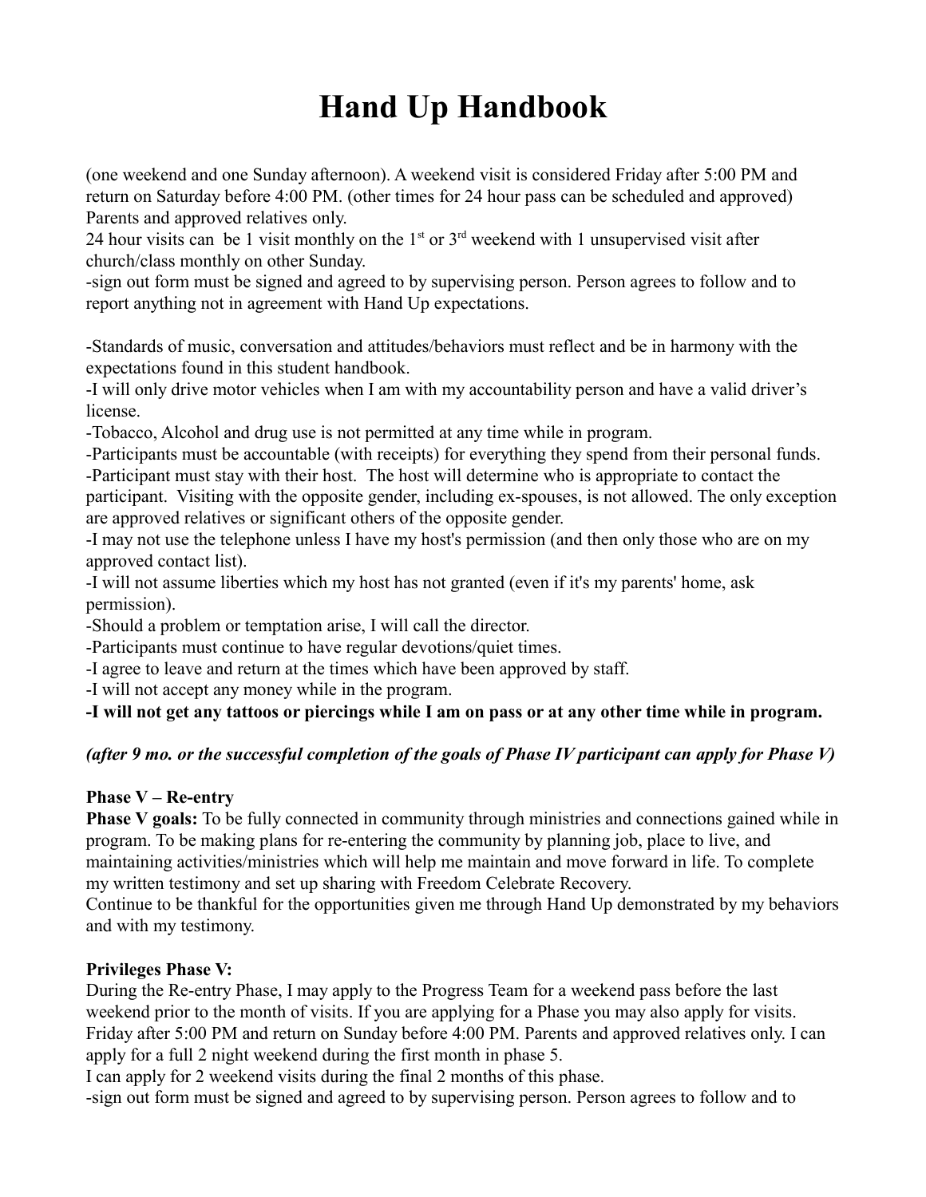# Hand Up Handbook

(one weekend and one Sunday afternoon). A weekend visit is considered Friday after 5:00 PM and return on Saturday before 4:00 PM. (other times for 24 hour pass can be scheduled and approved) Parents and approved relatives only.

24 hour visits can be 1 visit monthly on the 1st or 3rd weekend with 1 unsupervised visit after church/class monthly on other Sunday.

-sign out form must be signed and agreed to by supervising person. Person agrees to follow and to report anything not in agreement with Hand Up expectations.

-Standards of music, conversation and attitudes/behaviors must reflect and be in harmony with the expectations found in this student handbook.

-I will only drive motor vehicles when I am with my accountability person and have a valid driver's license.

-Tobacco, Alcohol and drug use is not permitted at any time while in program.

-Participants must be accountable (with receipts) for everything they spend from their personal funds.

-Participant must stay with their host. The host will determine who is appropriate to contact the participant. Visiting with the opposite gender, including ex-spouses, is not allowed. The only exception are approved relatives or significant others of the opposite gender.

-I may not use the telephone unless I have my host's permission (and then only those who are on my approved contact list).

-I will not assume liberties which my host has not granted (even if it's my parents' home, ask permission).

-Should a problem or temptation arise, I will call the director.

-Participants must continue to have regular devotions/quiet times.

-I agree to leave and return at the times which have been approved by staff.

-I will not accept any money while in the program.

**-I will not get any tattoos or piercings while I am on pass or at any other time while in program.**

***(after 9 mo. or the successful completion of the goals of Phase IV participant can apply for Phase V)***

**Phase V – Re-entry**

**Phase V goals:** To be fully connected in community through ministries and connections gained while in program. To be making plans for re-entering the community by planning job, place to live, and maintaining activities/ministries which will help me maintain and move forward in life. To complete my written testimony and set up sharing with Freedom Celebrate Recovery.

Continue to be thankful for the opportunities given me through Hand Up demonstrated by my behaviors and with my testimony.

**Privileges Phase V:**

During the Re-entry Phase, I may apply to the Progress Team for a weekend pass before the last weekend prior to the month of visits. If you are applying for a Phase you may also apply for visits. Friday after 5:00 PM and return on Sunday before 4:00 PM. Parents and approved relatives only. I can apply for a full 2 night weekend during the first month in phase 5.

I can apply for 2 weekend visits during the final 2 months of this phase.

-sign out form must be signed and agreed to by supervising person. Person agrees to follow and to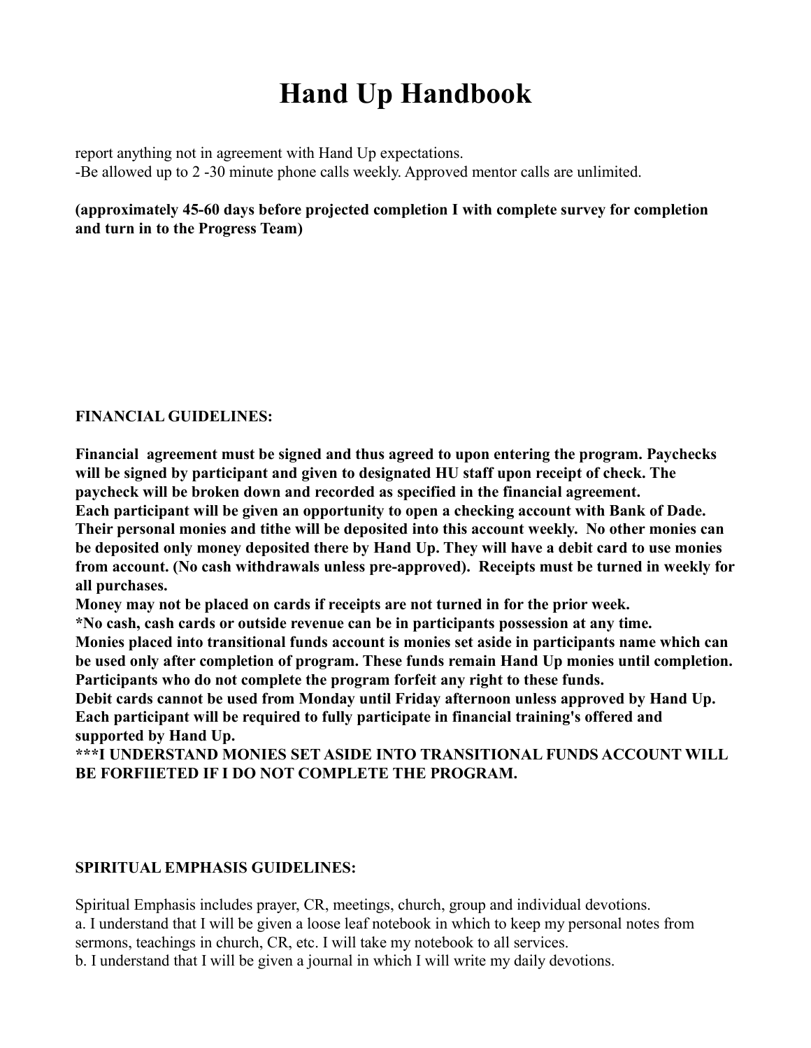report anything not in agreement with Hand Up expectations.
-Be allowed up to 2 -30 minute phone calls weekly. Approved mentor calls are unlimited.

**(approximately 45-60 days before projected completion I with complete survey for completion and turn in to the Progress Team)**

**FINANCIAL GUIDELINES:**

**Financial agreement must be signed and thus agreed to upon entering the program. Paychecks will be signed by participant and given to designated HU staff upon receipt of check. The paycheck will be broken down and recorded as specified in the financial agreement.**
**Each participant will be given an opportunity to open a checking account with Bank of Dade. Their personal monies and tithe will be deposited into this account weekly. No other monies can be deposited only money deposited there by Hand Up. They will have a debit card to use monies from account. (No cash withdrawals unless pre-approved). Receipts must be turned in weekly for all purchases.**
**Money may not be placed on cards if receipts are not turned in for the prior week.**
**\*No cash, cash cards or outside revenue can be in participants possession at any time.**
**Monies placed into transitional funds account is monies set aside in participants name which can be used only after completion of program. These funds remain Hand Up monies until completion. Participants who do not complete the program forfeit any right to these funds.**
**Debit cards cannot be used from Monday until Friday afternoon unless approved by Hand Up.**
**Each participant will be required to fully participate in financial training's offered and supported by Hand Up.**
**\*\*\*I UNDERSTAND MONIES SET ASIDE INTO TRANSITIONAL FUNDS ACCOUNT WILL BE FORFIIETED IF I DO NOT COMPLETE THE PROGRAM.**

**SPIRITUAL EMPHASIS GUIDELINES:**

Spiritual Emphasis includes prayer, CR, meetings, church, group and individual devotions.
a. I understand that I will be given a loose leaf notebook in which to keep my personal notes from sermons, teachings in church, CR, etc. I will take my notebook to all services.
b. I understand that I will be given a journal in which I will write my daily devotions.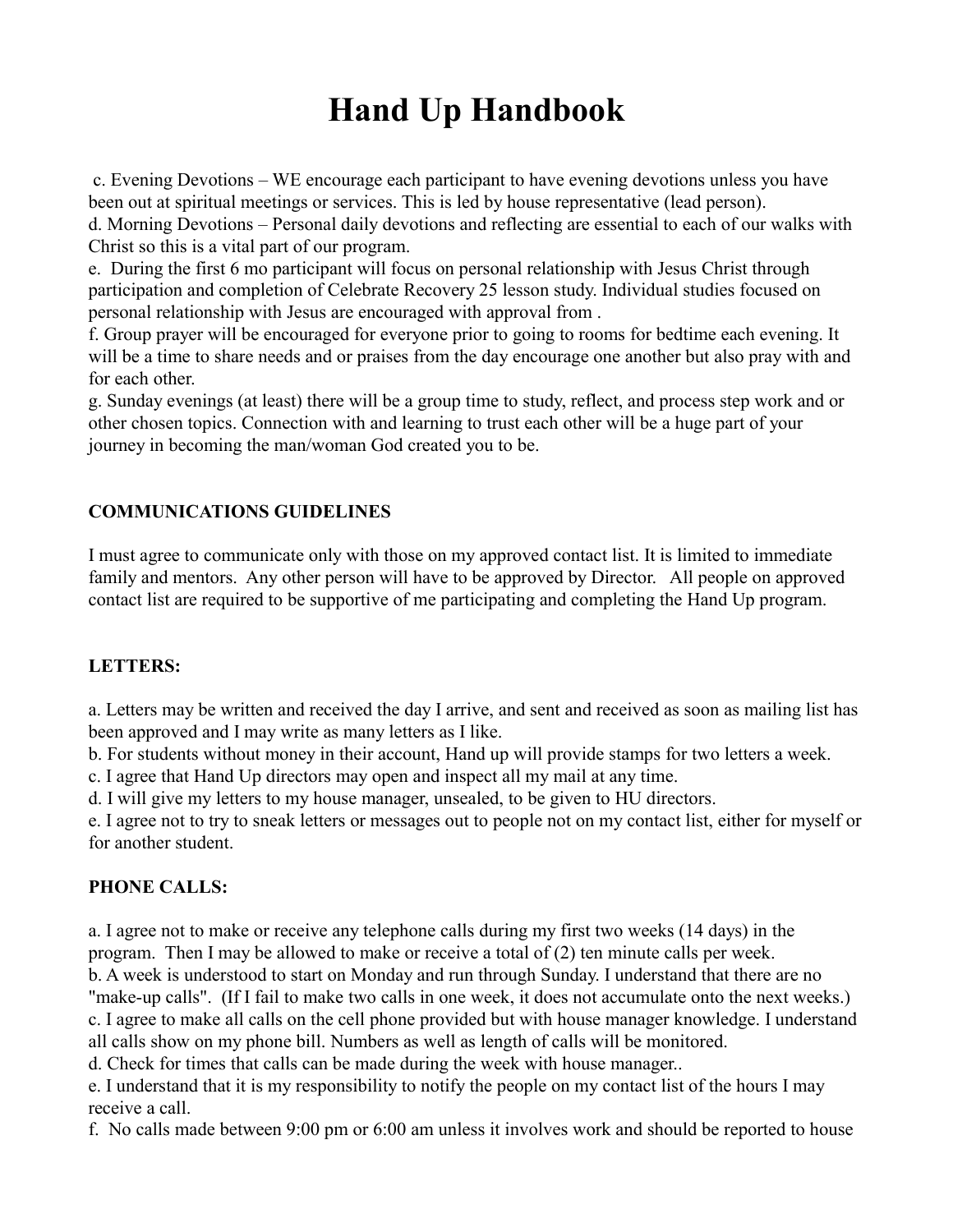# Hand Up Handbook

c. Evening Devotions – WE encourage each participant to have evening devotions unless you have been out at spiritual meetings or services. This is led by house representative (lead person).
d. Morning Devotions – Personal daily devotions and reflecting are essential to each of our walks with Christ so this is a vital part of our program.
e. During the first 6 mo participant will focus on personal relationship with Jesus Christ through participation and completion of Celebrate Recovery 25 lesson study. Individual studies focused on personal relationship with Jesus are encouraged with approval from .
f. Group prayer will be encouraged for everyone prior to going to rooms for bedtime each evening. It will be a time to share needs and or praises from the day encourage one another but also pray with and for each other.
g. Sunday evenings (at least) there will be a group time to study, reflect, and process step work and or other chosen topics. Connection with and learning to trust each other will be a huge part of your journey in becoming the man/woman God created you to be.

**COMMUNICATIONS GUIDELINES**

I must agree to communicate only with those on my approved contact list. It is limited to immediate family and mentors. Any other person will have to be approved by Director. All people on approved contact list are required to be supportive of me participating and completing the Hand Up program.

**LETTERS:**

a. Letters may be written and received the day I arrive, and sent and received as soon as mailing list has been approved and I may write as many letters as I like.
b. For students without money in their account, Hand up will provide stamps for two letters a week.
c. I agree that Hand Up directors may open and inspect all my mail at any time.
d. I will give my letters to my house manager, unsealed, to be given to HU directors.
e. I agree not to try to sneak letters or messages out to people not on my contact list, either for myself or for another student.

**PHONE CALLS:**

a. I agree not to make or receive any telephone calls during my first two weeks (14 days) in the program. Then I may be allowed to make or receive a total of (2) ten minute calls per week.
b. A week is understood to start on Monday and run through Sunday. I understand that there are no "make-up calls". (If I fail to make two calls in one week, it does not accumulate onto the next weeks.)
c. I agree to make all calls on the cell phone provided but with house manager knowledge. I understand all calls show on my phone bill. Numbers as well as length of calls will be monitored.
d. Check for times that calls can be made during the week with house manager..
e. I understand that it is my responsibility to notify the people on my contact list of the hours I may receive a call.
f. No calls made between 9:00 pm or 6:00 am unless it involves work and should be reported to house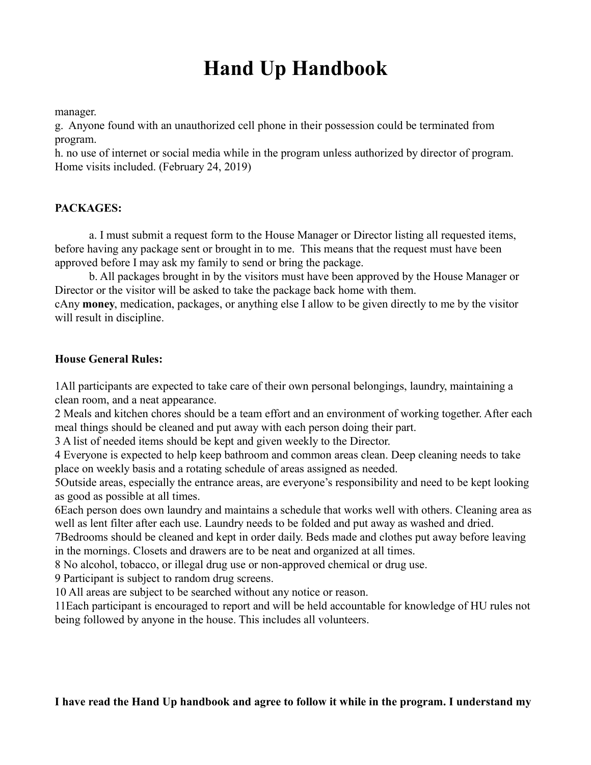manager.
g. Anyone found with an unauthorized cell phone in their possession could be terminated from program.
h. no use of internet or social media while in the program unless authorized by director of program. Home visits included. (February 24, 2019)

**PACKAGES:**

a. I must submit a request form to the House Manager or Director listing all requested items, before having any package sent or brought in to me. This means that the request must have been approved before I may ask my family to send or bring the package.

b. All packages brought in by the visitors must have been approved by the House Manager or Director or the visitor will be asked to take the package back home with them.

cAny **money**, medication, packages, or anything else I allow to be given directly to me by the visitor will result in discipline.

**House General Rules:**

1All participants are expected to take care of their own personal belongings, laundry, maintaining a clean room, and a neat appearance.
2 Meals and kitchen chores should be a team effort and an environment of working together. After each meal things should be cleaned and put away with each person doing their part.
3 A list of needed items should be kept and given weekly to the Director.
4 Everyone is expected to help keep bathroom and common areas clean. Deep cleaning needs to take place on weekly basis and a rotating schedule of areas assigned as needed.
5Outside areas, especially the entrance areas, are everyone's responsibility and need to be kept looking as good as possible at all times.
6Each person does own laundry and maintains a schedule that works well with others. Cleaning area as well as lent filter after each use. Laundry needs to be folded and put away as washed and dried.
7Bedrooms should be cleaned and kept in order daily. Beds made and clothes put away before leaving in the mornings. Closets and drawers are to be neat and organized at all times.
8 No alcohol, tobacco, or illegal drug use or non-approved chemical or drug use.
9 Participant is subject to random drug screens.
10 All areas are subject to be searched without any notice or reason.
11Each participant is encouraged to report and will be held accountable for knowledge of HU rules not being followed by anyone in the house. This includes all volunteers.

**I have read the Hand Up handbook and agree to follow it while in the program. I understand my**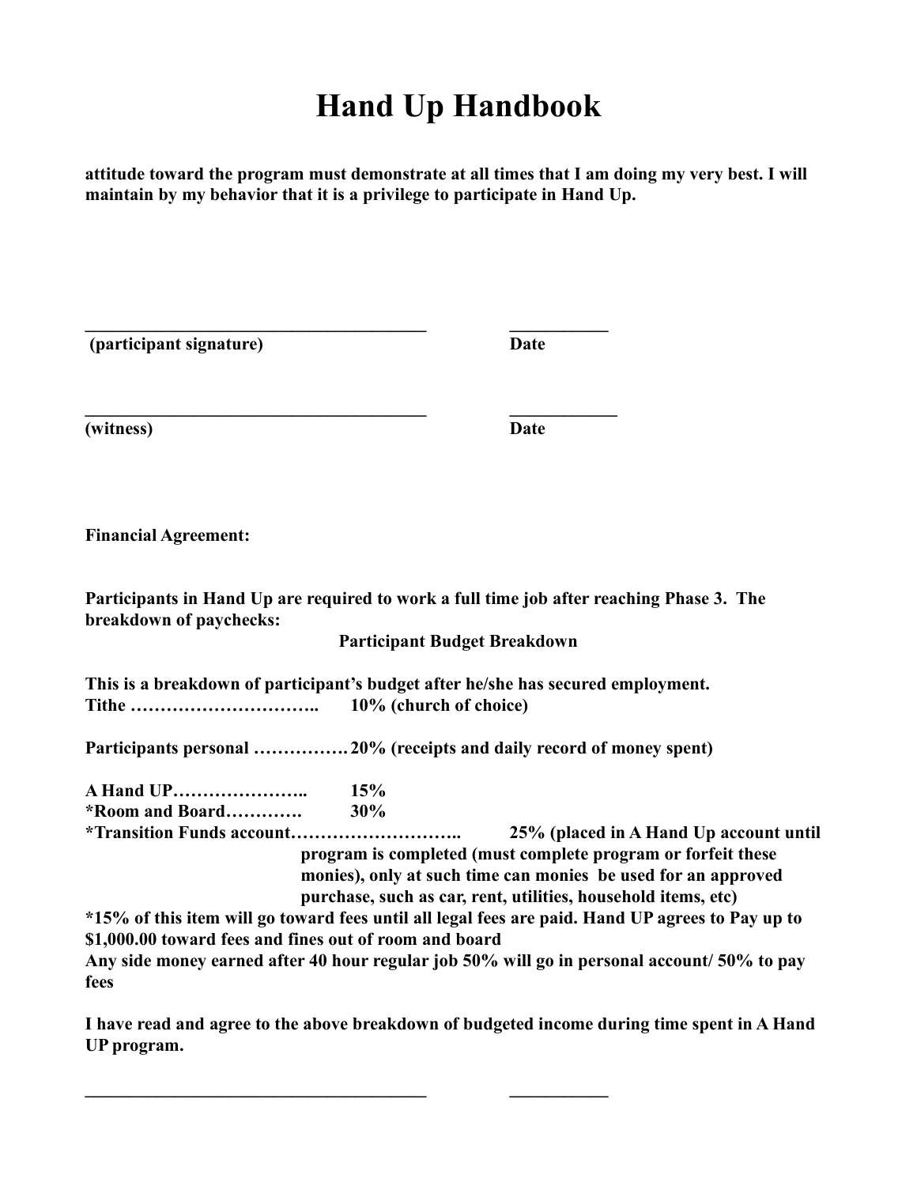**attitude toward the program must demonstrate at all times that I am doing my very best. I will maintain by my behavior that it is a privilege to participate in Hand Up.**

**_______________________________________ ___________**

**(participant signature) Date**

**_______________________________________ ___________**

**(witness) Date**

**Financial Agreement:**

**Participants in Hand Up are required to work a full time job after reaching Phase 3. The breakdown of paychecks:**

**Participant Budget Breakdown**

**This is a breakdown of participant's budget after he/she has secured employment.**

**Tithe ………………………….. 10% (church of choice)**

**Participants personal ……………. 20% (receipts and daily record of money spent)**

**A Hand UP………………….. 15%**

***Room and Board…………. 30%**

***Transition Funds account……………………….. 25% (placed in A Hand Up account until program is completed (must complete program or forfeit these monies), only at such time can monies be used for an approved purchase, such as car, rent, utilities, household items, etc)**

***15% of this item will go toward fees until all legal fees are paid. Hand UP agrees to Pay up to $1,000.00 toward fees and fines out of room and board**

**Any side money earned after 40 hour regular job 50% will go in personal account/ 50% to pay fees**

**I have read and agree to the above breakdown of budgeted income during time spent in A Hand UP program.**

**_______________________________________ ___________**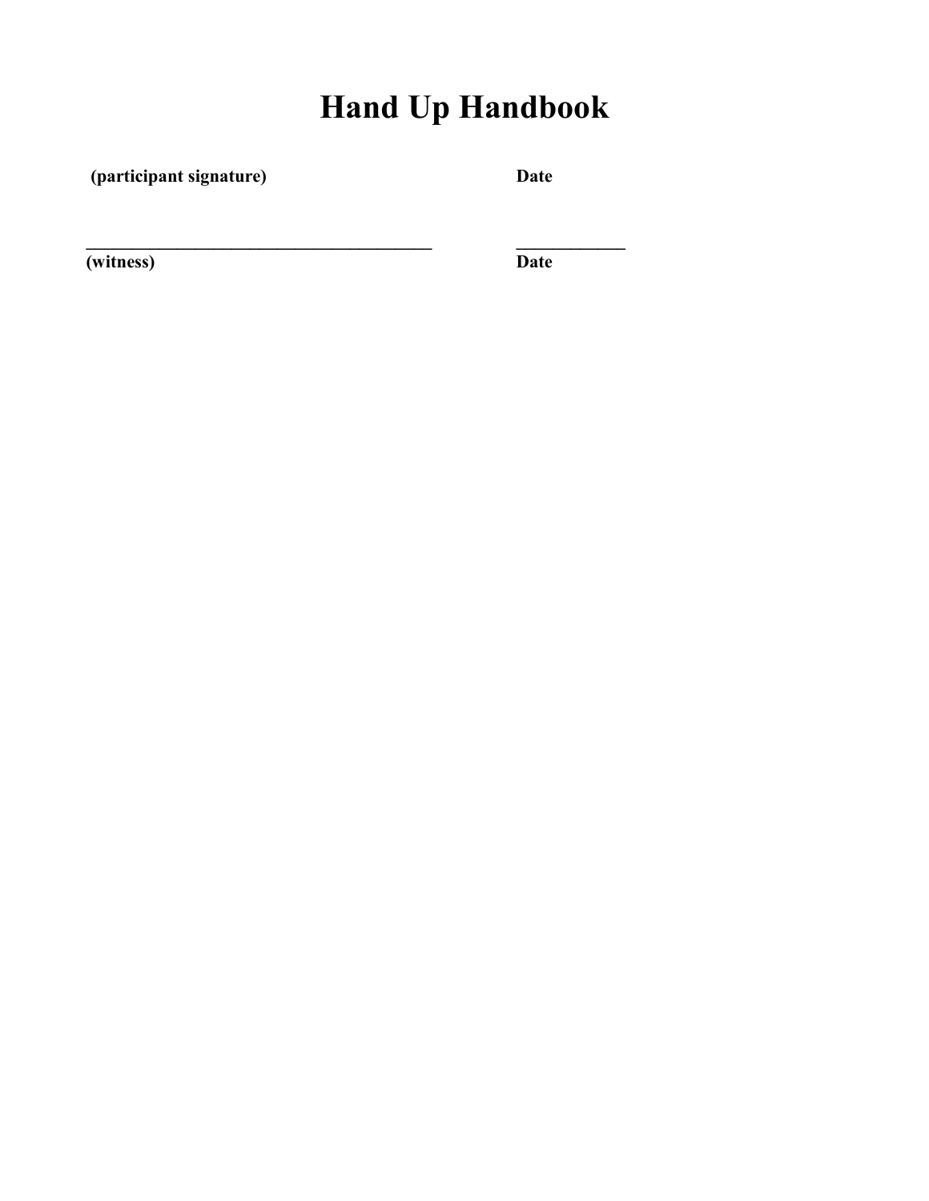# Hand Up Handbook

**(participant signature)** **Date**

**_______________________________________** **____________**
**(witness)** **Date**